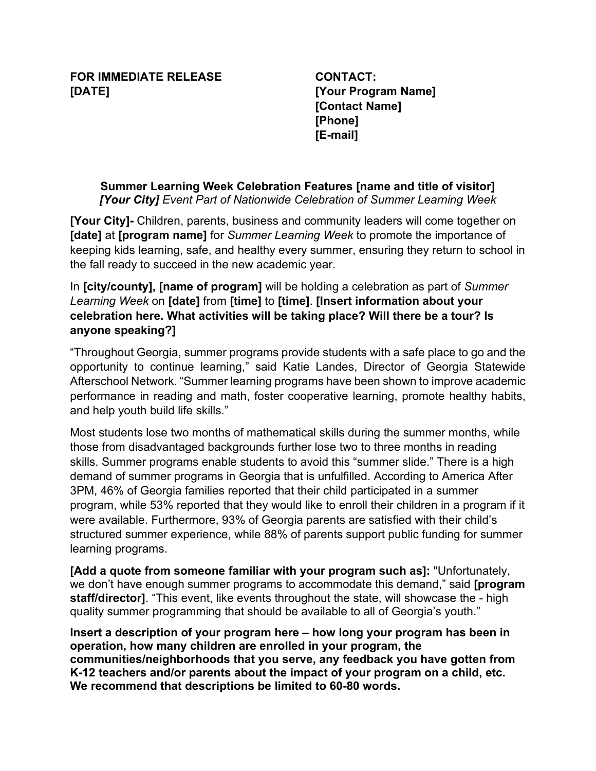**FOR IMMEDIATE RELEASE**
**[DATE]**

**CONTACT:**
**[Your Program Name]**
**[Contact Name]**
**[Phone]**
**[E-mail]**

**Summer Learning Week Celebration Features [name and title of visitor]**
***[Your City]*** *Event Part of Nationwide Celebration of Summer Learning Week*

**[Your City]-** Children, parents, business and community leaders will come together on **[date]** at **[program name]** for *Summer Learning Week* to promote the importance of keeping kids learning, safe, and healthy every summer, ensuring they return to school in the fall ready to succeed in the new academic year.

In **[city/county], [name of program]** will be holding a celebration as part of *Summer Learning Week* on **[date]** from **[time]** to **[time]**. **[Insert information about your celebration here. What activities will be taking place? Will there be a tour? Is anyone speaking?]**

"Throughout Georgia, summer programs provide students with a safe place to go and the opportunity to continue learning," said Katie Landes, Director of Georgia Statewide Afterschool Network. "Summer learning programs have been shown to improve academic performance in reading and math, foster cooperative learning, promote healthy habits, and help youth build life skills."

Most students lose two months of mathematical skills during the summer months, while those from disadvantaged backgrounds further lose two to three months in reading skills. Summer programs enable students to avoid this "summer slide." There is a high demand of summer programs in Georgia that is unfulfilled. According to America After 3PM, 46% of Georgia families reported that their child participated in a summer program, while 53% reported that they would like to enroll their children in a program if it were available. Furthermore, 93% of Georgia parents are satisfied with their child's structured summer experience, while 88% of parents support public funding for summer learning programs.

**[Add a quote from someone familiar with your program such as]:** "Unfortunately, we don't have enough summer programs to accommodate this demand," said **[program staff/director]**. "This event, like events throughout the state, will showcase the - high quality summer programming that should be available to all of Georgia's youth."

**Insert a description of your program here – how long your program has been in operation, how many children are enrolled in your program, the communities/neighborhoods that you serve, any feedback you have gotten from K-12 teachers and/or parents about the impact of your program on a child, etc. We recommend that descriptions be limited to 60-80 words.**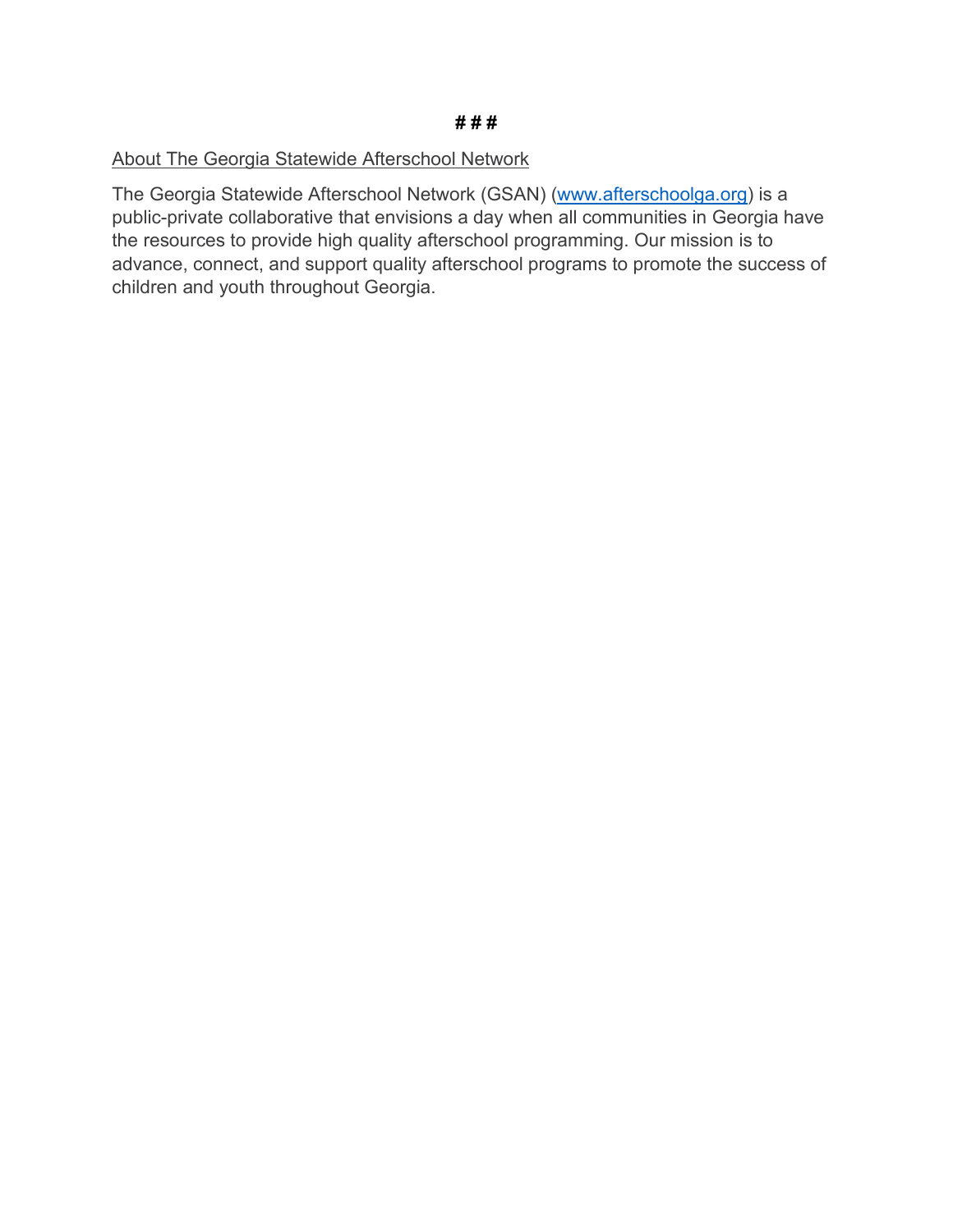**# # #**

About The Georgia Statewide Afterschool Network

The Georgia Statewide Afterschool Network (GSAN) (www.afterschoolga.org) is a public-private collaborative that envisions a day when all communities in Georgia have the resources to provide high quality afterschool programming. Our mission is to advance, connect, and support quality afterschool programs to promote the success of children and youth throughout Georgia.